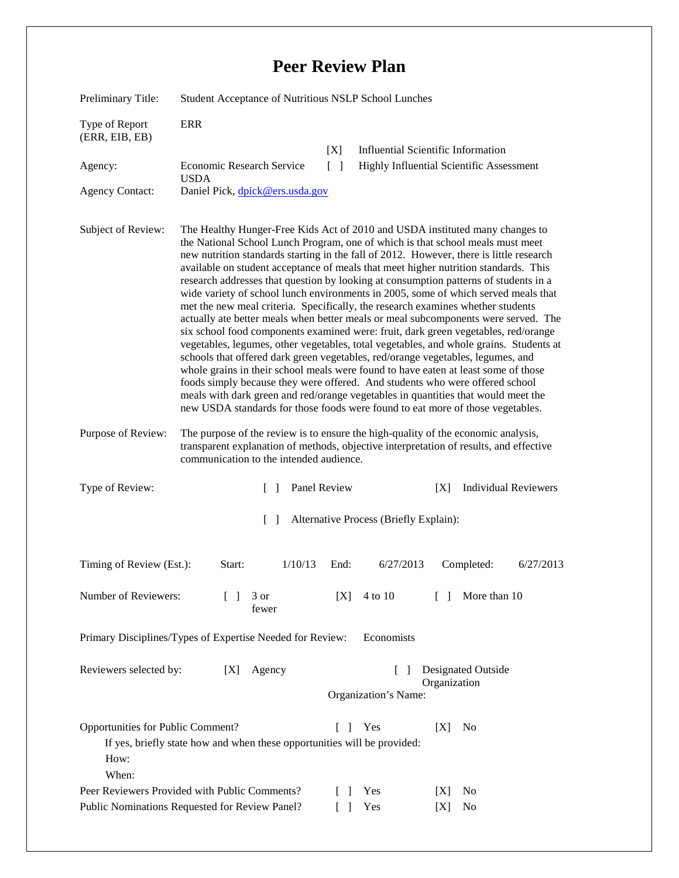# Peer Review Plan

Preliminary Title: Student Acceptance of Nutritious NSLP School Lunches

Type of Report (ERR, EIB, EB): ERR

[X] Influential Scientific Information

[ ] Highly Influential Scientific Assessment

Agency: Economic Research Service USDA

Agency Contact: Daniel Pick, dpick@ers.usda.gov

Subject of Review: The Healthy Hunger-Free Kids Act of 2010 and USDA instituted many changes to the National School Lunch Program, one of which is that school meals must meet new nutrition standards starting in the fall of 2012. However, there is little research available on student acceptance of meals that meet higher nutrition standards. This research addresses that question by looking at consumption patterns of students in a wide variety of school lunch environments in 2005, some of which served meals that met the new meal criteria. Specifically, the research examines whether students actually ate better meals when better meals or meal subcomponents were served. The six school food components examined were: fruit, dark green vegetables, red/orange vegetables, legumes, other vegetables, total vegetables, and whole grains. Students at schools that offered dark green vegetables, red/orange vegetables, legumes, and whole grains in their school meals were found to have eaten at least some of those foods simply because they were offered. And students who were offered school meals with dark green and red/orange vegetables in quantities that would meet the new USDA standards for those foods were found to eat more of those vegetables.

Purpose of Review: The purpose of the review is to ensure the high-quality of the economic analysis, transparent explanation of methods, objective interpretation of results, and effective communication to the intended audience.

Type of Review: [ ] Panel Review [X] Individual Reviewers

[ ] Alternative Process (Briefly Explain):

Timing of Review (Est.): Start: 1/10/13 End: 6/27/2013 Completed: 6/27/2013

Number of Reviewers: [ ] 3 or fewer [X] 4 to 10 [ ] More than 10

Primary Disciplines/Types of Expertise Needed for Review: Economists

Reviewers selected by: [X] Agency [ ] Designated Outside Organization

Organization's Name:

Opportunities for Public Comment? [ ] Yes [X] No

If yes, briefly state how and when these opportunities will be provided:

How:

When:

Peer Reviewers Provided with Public Comments? [ ] Yes [X] No

Public Nominations Requested for Review Panel? [ ] Yes [X] No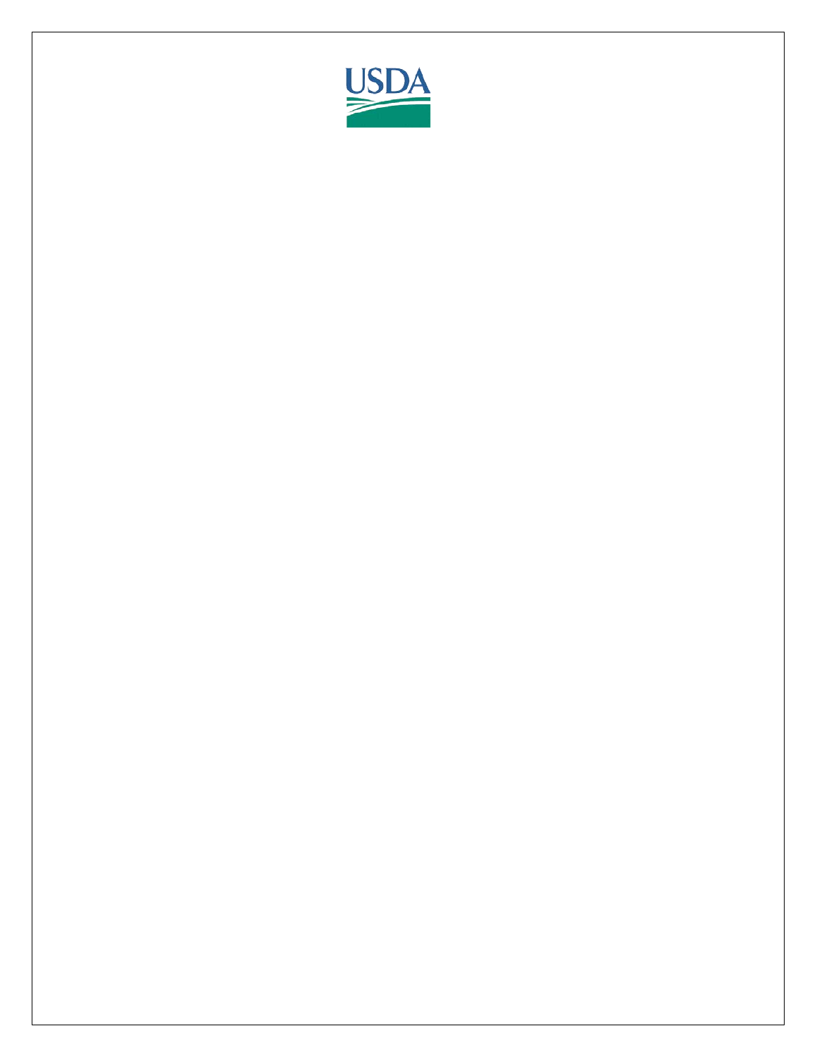USDA